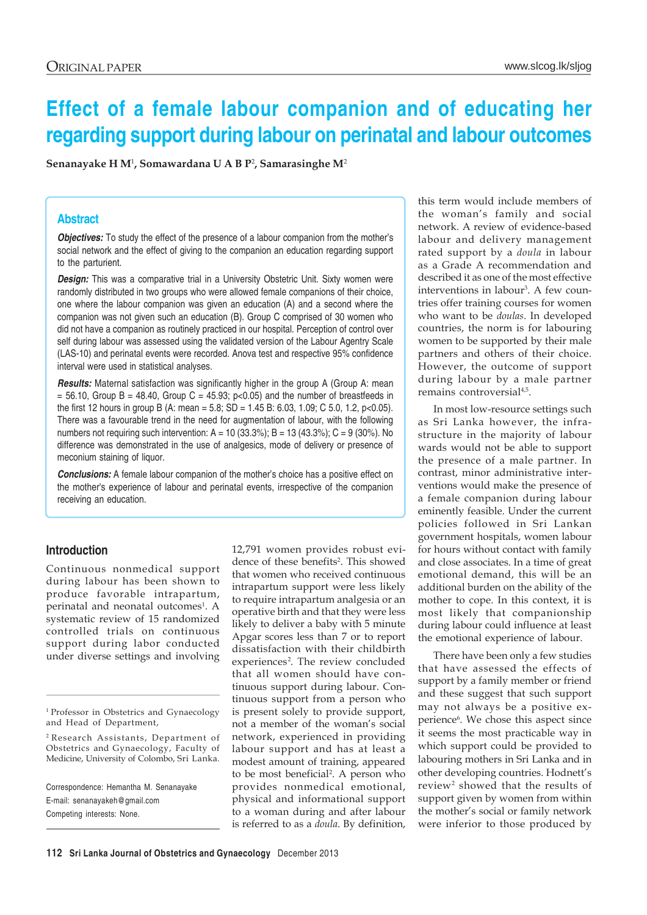Original paper

# Effect of a female labour companion and of educating her regarding support during labour on perinatal and labour outcomes

**Senanayake H M**[1]**, Somawardana U A B P**[2]**, Samarasinghe M**[2]

## Abstract

***Objectives:*** To study the effect of the presence of a labour companion from the mother's social network and the effect of giving to the companion an education regarding support to the parturient.

***Design:*** This was a comparative trial in a University Obstetric Unit. Sixty women were randomly distributed in two groups who were allowed female companions of their choice, one where the labour companion was given an education (A) and a second where the companion was not given such an education (B). Group C comprised of 30 women who did not have a companion as routinely practiced in our hospital. Perception of control over self during labour was assessed using the validated version of the Labour Agentry Scale (LAS-10) and perinatal events were recorded. Anova test and respective 95% confidence interval were used in statistical analyses.

***Results:*** Maternal satisfaction was significantly higher in the group A (Group A: mean = 56.10, Group B = 48.40, Group C = 45.93; $p<0.05$) and the number of breastfeeds in the first 12 hours in group B (A: mean = 5.8; SD = 1.45 B: 6.03, 1.09; C 5.0, 1.2, $p<0.05$). There was a favourable trend in the need for augmentation of labour, with the following numbers not requiring such intervention: A = 10 (33.3%); B = 13 (43.3%); C = 9 (30%). No difference was demonstrated in the use of analgesics, mode of delivery or presence of meconium staining of liquor.

***Conclusions:*** A female labour companion of the mother's choice has a positive effect on the mother's experience of labour and perinatal events, irrespective of the companion receiving an education.

## Introduction

Continuous nonmedical support during labour has been shown to produce favorable intrapartum, perinatal and neonatal outcomes[1]. A systematic review of 15 randomized controlled trials on continuous support during labor conducted under diverse settings and involving 12,791 women provides robust evidence of these benefits[2]. This showed that women who received continuous intrapartum support were less likely to require intrapartum analgesia or an operative birth and that they were less likely to deliver a baby with 5 minute Apgar scores less than 7 or to report dissatisfaction with their childbirth experiences[2]. The review concluded that all women should have continuous support during labour. Continuous support from a person who is present solely to provide support, not a member of the woman's social network, experienced in providing labour support and has at least a modest amount of training, appeared to be most beneficial[2]. A person who provides nonmedical emotional, physical and informational support to a woman during and after labour is referred to as a *doula*. By definition, this term would include members of the woman's family and social network. A review of evidence-based labour and delivery management rated support by a *doula* in labour as a Grade A recommendation and described it as one of the most effective interventions in labour[3]. A few countries offer training courses for women who want to be *doulas*. In developed countries, the norm is for labouring women to be supported by their male partners and others of their choice. However, the outcome of support during labour by a male partner remains controversial[4,5].

In most low-resource settings such as Sri Lanka however, the infrastructure in the majority of labour wards would not be able to support the presence of a male partner. In contrast, minor administrative interventions would make the presence of a female companion during labour eminently feasible. Under the current policies followed in Sri Lankan government hospitals, women labour for hours without contact with family and close associates. In a time of great emotional demand, this will be an additional burden on the ability of the mother to cope. In this context, it is most likely that companionship during labour could influence at least the emotional experience of labour.

There have been only a few studies that have assessed the effects of support by a family member or friend and these suggest that such support may not always be a positive experience[6]. We chose this aspect since it seems the most practicable way in which support could be provided to labouring mothers in Sri Lanka and in other developing countries. Hodnett's review[2] showed that the results of support given by women from within the mother's social or family network were inferior to those produced by

---

[1] Professor in Obstetrics and Gynaecology and Head of Department,

[2] Research Assistants, Department of Obstetrics and Gynaecology, Faculty of Medicine, University of Colombo, Sri Lanka.

Correspondence: Hemantha M. Senanayake
E-mail: senanayakeh@gmail.com
Competing interests: None.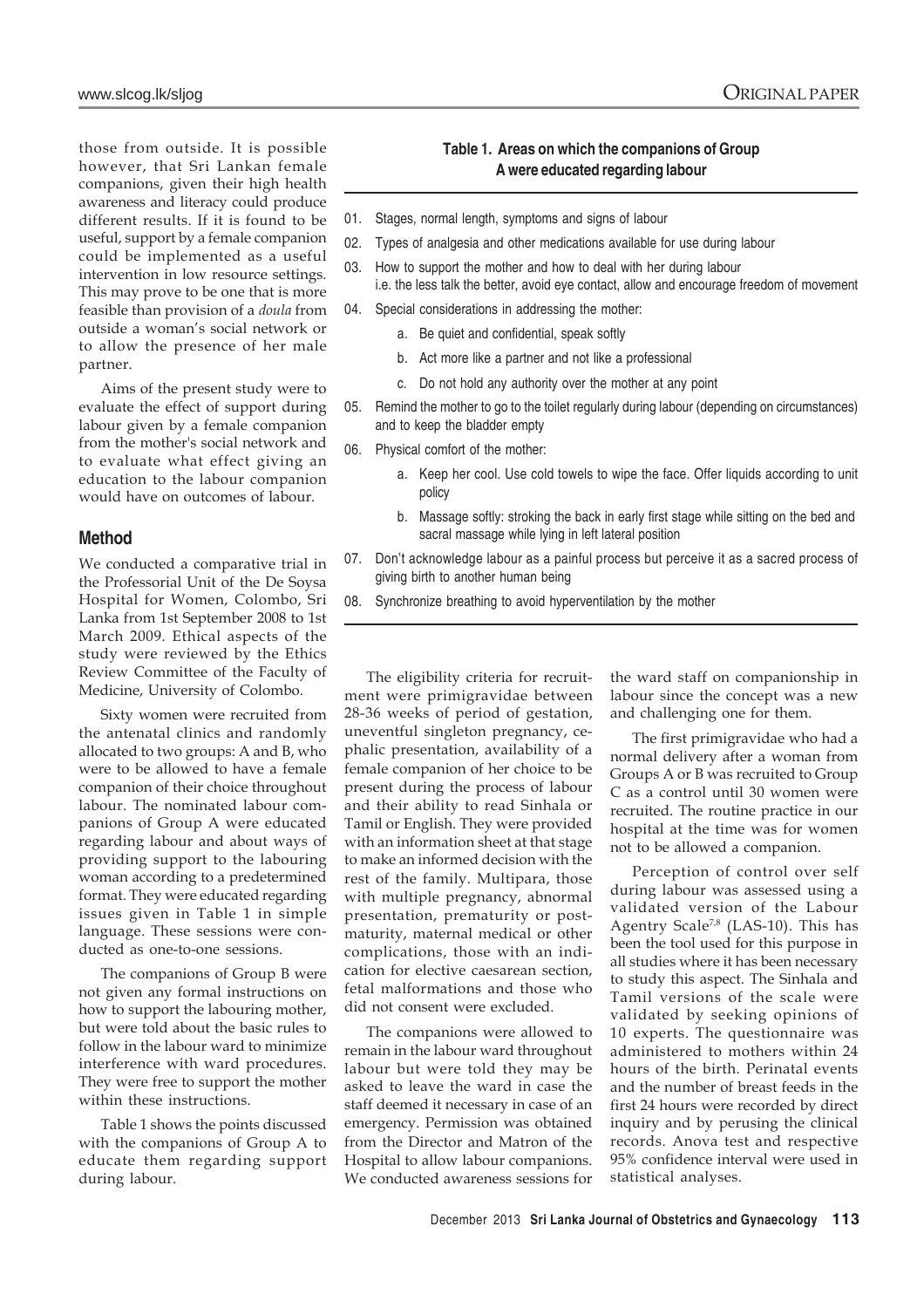those from outside. It is possible however, that Sri Lankan female companions, given their high health awareness and literacy could produce different results. If it is found to be useful, support by a female companion could be implemented as a useful intervention in low resource settings. This may prove to be one that is more feasible than provision of a *doula* from outside a woman's social network or to allow the presence of her male partner.

Aims of the present study were to evaluate the effect of support during labour given by a female companion from the mother's social network and to evaluate what effect giving an education to the labour companion would have on outcomes of labour.

## Method

We conducted a comparative trial in the Professorial Unit of the De Soysa Hospital for Women, Colombo, Sri Lanka from 1st September 2008 to 1st March 2009. Ethical aspects of the study were reviewed by the Ethics Review Committee of the Faculty of Medicine, University of Colombo.

Sixty women were recruited from the antenatal clinics and randomly allocated to two groups: A and B, who were to be allowed to have a female companion of their choice throughout labour. The nominated labour companions of Group A were educated regarding labour and about ways of providing support to the labouring woman according to a predetermined format. They were educated regarding issues given in Table 1 in simple language. These sessions were conducted as one-to-one sessions.

The companions of Group B were not given any formal instructions on how to support the labouring mother, but were told about the basic rules to follow in the labour ward to minimize interference with ward procedures. They were free to support the mother within these instructions.

Table 1 shows the points discussed with the companions of Group A to educate them regarding support during labour.

**Table 1. Areas on which the companions of Group A were educated regarding labour**

01. Stages, normal length, symptoms and signs of labour
02. Types of analgesia and other medications available for use during labour
03. How to support the mother and how to deal with her during labour i.e. the less talk the better, avoid eye contact, allow and encourage freedom of movement
04. Special considerations in addressing the mother:
    a. Be quiet and confidential, speak softly
    b. Act more like a partner and not like a professional
    c. Do not hold any authority over the mother at any point
05. Remind the mother to go to the toilet regularly during labour (depending on circumstances) and to keep the bladder empty
06. Physical comfort of the mother:
    a. Keep her cool. Use cold towels to wipe the face. Offer liquids according to unit policy
    b. Massage softly: stroking the back in early first stage while sitting on the bed and sacral massage while lying in left lateral position
07. Don't acknowledge labour as a painful process but perceive it as a sacred process of giving birth to another human being
08. Synchronize breathing to avoid hyperventilation by the mother

The eligibility criteria for recruitment were primigravidae between 28-36 weeks of period of gestation, uneventful singleton pregnancy, cephalic presentation, availability of a female companion of her choice to be present during the process of labour and their ability to read Sinhala or Tamil or English. They were provided with an information sheet at that stage to make an informed decision with the rest of the family. Multipara, those with multiple pregnancy, abnormal presentation, prematurity or postmaturity, maternal medical or other complications, those with an indication for elective caesarean section, fetal malformations and those who did not consent were excluded.

The companions were allowed to remain in the labour ward throughout labour but were told they may be asked to leave the ward in case the staff deemed it necessary in case of an emergency. Permission was obtained from the Director and Matron of the Hospital to allow labour companions. We conducted awareness sessions for the ward staff on companionship in labour since the concept was a new and challenging one for them.

The first primigravidae who had a normal delivery after a woman from Groups A or B was recruited to Group C as a control until 30 women were recruited. The routine practice in our hospital at the time was for women not to be allowed a companion.

Perception of control over self during labour was assessed using a validated version of the Labour Agentry Scale[7,8] (LAS-10). This has been the tool used for this purpose in all studies where it has been necessary to study this aspect. The Sinhala and Tamil versions of the scale were validated by seeking opinions of 10 experts. The questionnaire was administered to mothers within 24 hours of the birth. Perinatal events and the number of breast feeds in the first 24 hours were recorded by direct inquiry and by perusing the clinical records. Anova test and respective 95% confidence interval were used in statistical analyses.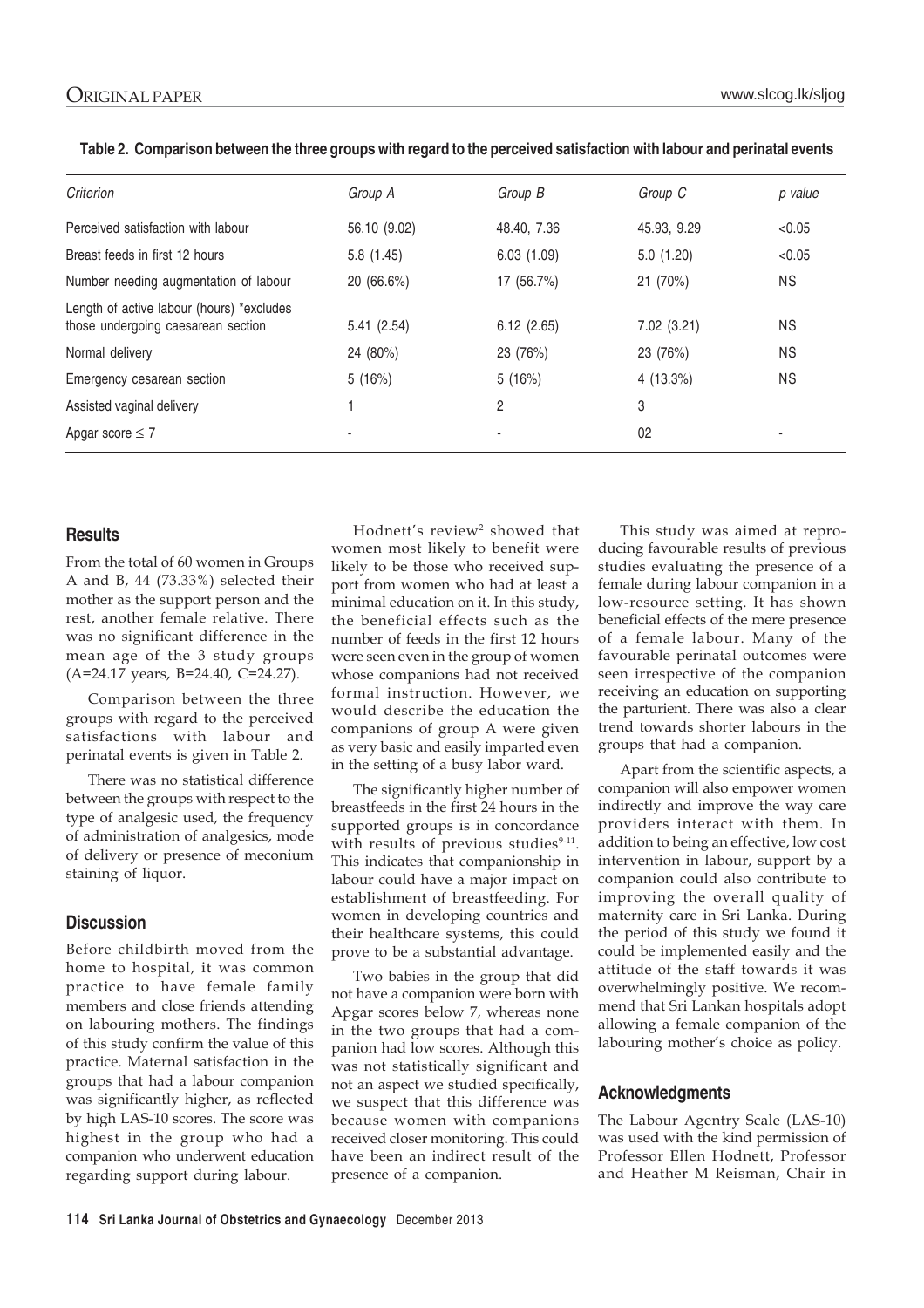**Table 2. Comparison between the three groups with regard to the perceived satisfaction with labour and perinatal events**

| *Criterion* | *Group A* | *Group B* | *Group C* | *p value* |
|---|---|---|---|---|
| Perceived satisfaction with labour | 56.10 (9.02) | 48.40, 7.36 | 45.93, 9.29 | <0.05 |
| Breast feeds in first 12 hours | 5.8 (1.45) | 6.03 (1.09) | 5.0 (1.20) | <0.05 |
| Number needing augmentation of labour | 20 (66.6%) | 17 (56.7%) | 21 (70%) | NS |
| Length of active labour (hours) *excludes those undergoing caesarean section | 5.41 (2.54) | 6.12 (2.65) | 7.02 (3.21) | NS |
| Normal delivery | 24 (80%) | 23 (76%) | 23 (76%) | NS |
| Emergency cesarean section | 5 (16%) | 5 (16%) | 4 (13.3%) | NS |
| Assisted vaginal delivery | 1 | 2 | 3 | |
| Apgar score ≤ 7 | - | - | 02 | - |

## Results

From the total of 60 women in Groups A and B, 44 (73.33%) selected their mother as the support person and the rest, another female relative. There was no significant difference in the mean age of the 3 study groups (A=24.17 years, B=24.40, C=24.27).

Comparison between the three groups with regard to the perceived satisfactions with labour and perinatal events is given in Table 2.

There was no statistical difference between the groups with respect to the type of analgesic used, the frequency of administration of analgesics, mode of delivery or presence of meconium staining of liquor.

## Discussion

Before childbirth moved from the home to hospital, it was common practice to have female family members and close friends attending on labouring mothers. The findings of this study confirm the value of this practice. Maternal satisfaction in the groups that had a labour companion was significantly higher, as reflected by high LAS-10 scores. The score was highest in the group who had a companion who underwent education regarding support during labour.

Hodnett's review[2] showed that women most likely to benefit were likely to be those who received support from women who had at least a minimal education on it. In this study, the beneficial effects such as the number of feeds in the first 12 hours were seen even in the group of women whose companions had not received formal instruction. However, we would describe the education the companions of group A were given as very basic and easily imparted even in the setting of a busy labor ward.

The significantly higher number of breastfeeds in the first 24 hours in the supported groups is in concordance with results of previous studies[9-11]. This indicates that companionship in labour could have a major impact on establishment of breastfeeding. For women in developing countries and their healthcare systems, this could prove to be a substantial advantage.

Two babies in the group that did not have a companion were born with Apgar scores below 7, whereas none in the two groups that had a companion had low scores. Although this was not statistically significant and not an aspect we studied specifically, we suspect that this difference was because women with companions received closer monitoring. This could have been an indirect result of the presence of a companion.

This study was aimed at reproducing favourable results of previous studies evaluating the presence of a female during labour companion in a low-resource setting. It has shown beneficial effects of the mere presence of a female labour. Many of the favourable perinatal outcomes were seen irrespective of the companion receiving an education on supporting the parturient. There was also a clear trend towards shorter labours in the groups that had a companion.

Apart from the scientific aspects, a companion will also empower women indirectly and improve the way care providers interact with them. In addition to being an effective, low cost intervention in labour, support by a companion could also contribute to improving the overall quality of maternity care in Sri Lanka. During the period of this study we found it could be implemented easily and the attitude of the staff towards it was overwhelmingly positive. We recommend that Sri Lankan hospitals adopt allowing a female companion of the labouring mother's choice as policy.

## Acknowledgments

The Labour Agentry Scale (LAS-10) was used with the kind permission of Professor Ellen Hodnett, Professor and Heather M Reisman, Chair in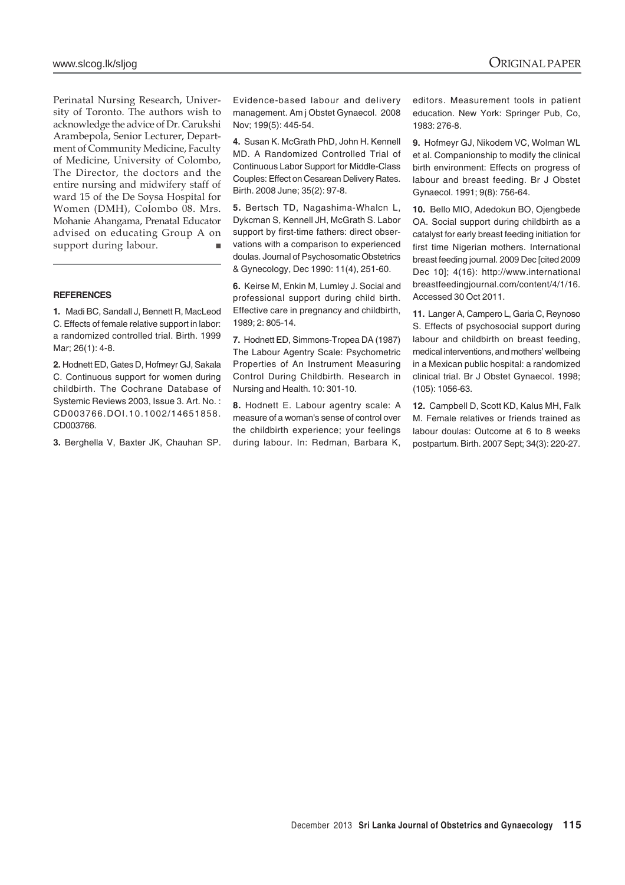Perinatal Nursing Research, University of Toronto. The authors wish to acknowledge the advice of Dr. Carukshi Arambepola, Senior Lecturer, Department of Community Medicine, Faculty of Medicine, University of Colombo, The Director, the doctors and the entire nursing and midwifery staff of ward 15 of the De Soysa Hospital for Women (DMH), Colombo 08. Mrs. Mohanie Ahangama, Prenatal Educator advised on educating Group A on support during labour. ■

## REFERENCES

**1.** Madi BC, Sandall J, Bennett R, MacLeod C. Effects of female relative support in labor: a randomized controlled trial. Birth. 1999 Mar; 26(1): 4-8.

**2.** Hodnett ED, Gates D, Hofmeyr GJ, Sakala C. Continuous support for women during childbirth. The Cochrane Database of Systemic Reviews 2003, Issue 3. Art. No. : CD003766.DOI.10.1002/14651858. CD003766.

**3.** Berghella V, Baxter JK, Chauhan SP. Evidence-based labour and delivery management. Am j Obstet Gynaecol. 2008 Nov; 199(5): 445-54.

**4.** Susan K. McGrath PhD, John H. Kennell MD. A Randomized Controlled Trial of Continuous Labor Support for Middle-Class Couples: Effect on Cesarean Delivery Rates. Birth. 2008 June; 35(2): 97-8.

**5.** Bertsch TD, Nagashima-Whalcn L, Dykcman S, Kennell JH, McGrath S. Labor support by first-time fathers: direct observations with a comparison to experienced doulas. Journal of Psychosomatic Obstetrics & Gynecology, Dec 1990: 11(4), 251-60.

**6.** Keirse M, Enkin M, Lumley J. Social and professional support during child birth. Effective care in pregnancy and childbirth, 1989; 2: 805-14.

**7.** Hodnett ED, Simmons-Tropea DA (1987) The Labour Agentry Scale: Psychometric Properties of An Instrument Measuring Control During Childbirth. Research in Nursing and Health. 10: 301-10.

**8.** Hodnett E. Labour agentry scale: A measure of a woman's sense of control over the childbirth experience; your feelings during labour. In: Redman, Barbara K, editors. Measurement tools in patient education. New York: Springer Pub, Co, 1983: 276-8.

**9.** Hofmeyr GJ, Nikodem VC, Wolman WL et al. Companionship to modify the clinical birth environment: Effects on progress of labour and breast feeding. Br J Obstet Gynaecol. 1991; 9(8): 756-64.

**10.** Bello MIO, Adedokun BO, Ojengbede OA. Social support during childbirth as a catalyst for early breast feeding initiation for first time Nigerian mothers. International breast feeding journal. 2009 Dec [cited 2009 Dec 10]; 4(16): http://www.international breastfeedingjournal.com/content/4/1/16. Accessed 30 Oct 2011.

**11.** Langer A, Campero L, Garia C, Reynoso S. Effects of psychosocial support during labour and childbirth on breast feeding, medical interventions, and mothers' wellbeing in a Mexican public hospital: a randomized clinical trial. Br J Obstet Gynaecol. 1998; (105): 1056-63.

**12.** Campbell D, Scott KD, Kalus MH, Falk M. Female relatives or friends trained as labour doulas: Outcome at 6 to 8 weeks postpartum. Birth. 2007 Sept; 34(3): 220-27.